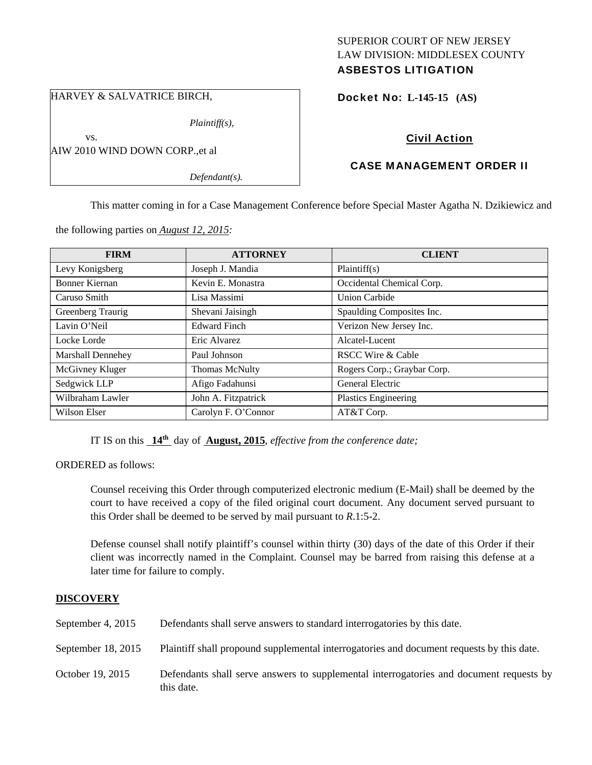SUPERIOR COURT OF NEW JERSEY
LAW DIVISION: MIDDLESEX COUNTY
**ASBESTOS LITIGATION**

HARVEY & SALVATRICE BIRCH,

*Plaintiff(s),*

vs.

AIW 2010 WIND DOWN CORP.,et al

*Defendant(s).*

**Docket No: L-145-15 (AS)**

**Civil Action**

**CASE MANAGEMENT ORDER II**

This matter coming in for a Case Management Conference before Special Master Agatha N. Dzikiewicz and the following parties on *August 12, 2015:*

| FIRM | ATTORNEY | CLIENT |
|---|---|---|
| Levy Konigsberg | Joseph J. Mandia | Plaintiff(s) |
| Bonner Kiernan | Kevin E. Monastra | Occidental Chemical Corp. |
| Caruso Smith | Lisa Massimi | Union Carbide |
| Greenberg Traurig | Shevani Jaisingh | Spaulding Composites Inc. |
| Lavin O'Neil | Edward Finch | Verizon New Jersey Inc. |
| Locke Lorde | Eric Alvarez | Alcatel-Lucent |
| Marshall Dennehey | Paul Johnson | RSCC Wire & Cable |
| McGivney Kluger | Thomas McNulty | Rogers Corp.; Graybar Corp. |
| Sedgwick LLP | Afigo Fadahunsi | General Electric |
| Wilbraham Lawler | John A. Fitzpatrick | Plastics Engineering |
| Wilson Elser | Carolyn F. O'Connor | AT&T Corp. |

IT IS on this **14th** day of **August, 2015**, *effective from the conference date;*

ORDERED as follows:

Counsel receiving this Order through computerized electronic medium (E-Mail) shall be deemed by the court to have received a copy of the filed original court document. Any document served pursuant to this Order shall be deemed to be served by mail pursuant to *R*.1:5-2.

Defense counsel shall notify plaintiff's counsel within thirty (30) days of the date of this Order if their client was incorrectly named in the Complaint. Counsel may be barred from raising this defense at a later time for failure to comply.

## DISCOVERY

September 4, 2015 — Defendants shall serve answers to standard interrogatories by this date.

September 18, 2015 — Plaintiff shall propound supplemental interrogatories and document requests by this date.

October 19, 2015 — Defendants shall serve answers to supplemental interrogatories and document requests by this date.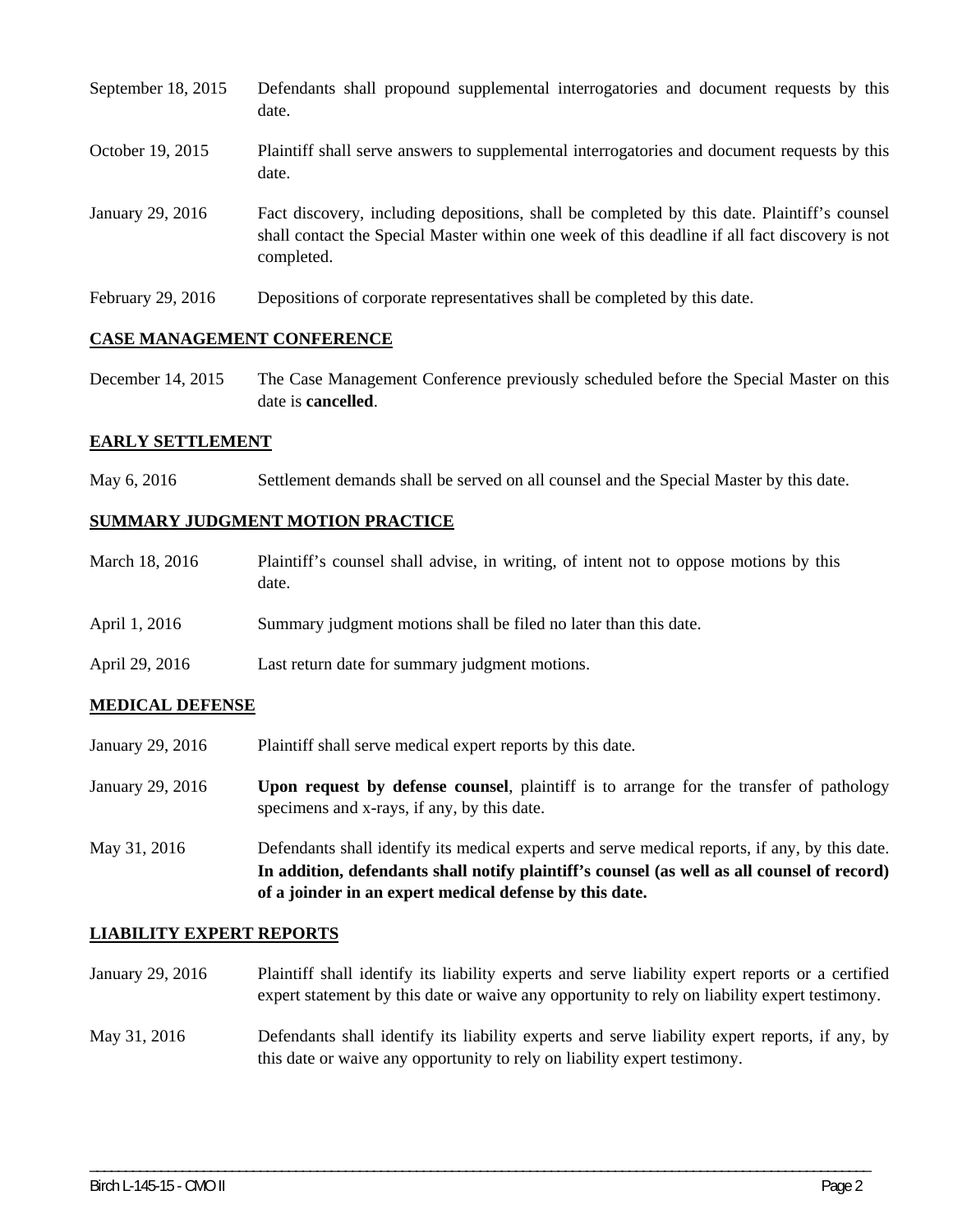| | |
|---|---|
| September 18, 2015 | Defendants shall propound supplemental interrogatories and document requests by this date. |
| October 19, 2015 | Plaintiff shall serve answers to supplemental interrogatories and document requests by this date. |
| January 29, 2016 | Fact discovery, including depositions, shall be completed by this date. Plaintiff's counsel shall contact the Special Master within one week of this deadline if all fact discovery is not completed. |
| February 29, 2016 | Depositions of corporate representatives shall be completed by this date. |

## CASE MANAGEMENT CONFERENCE

| | |
|---|---|
| December 14, 2015 | The Case Management Conference previously scheduled before the Special Master on this date is **cancelled**. |

## EARLY SETTLEMENT

| | |
|---|---|
| May 6, 2016 | Settlement demands shall be served on all counsel and the Special Master by this date. |

## SUMMARY JUDGMENT MOTION PRACTICE

| | |
|---|---|
| March 18, 2016 | Plaintiff's counsel shall advise, in writing, of intent not to oppose motions by this date. |
| April 1, 2016 | Summary judgment motions shall be filed no later than this date. |
| April 29, 2016 | Last return date for summary judgment motions. |

## MEDICAL DEFENSE

| | |
|---|---|
| January 29, 2016 | Plaintiff shall serve medical expert reports by this date. |
| January 29, 2016 | **Upon request by defense counsel**, plaintiff is to arrange for the transfer of pathology specimens and x-rays, if any, by this date. |
| May 31, 2016 | Defendants shall identify its medical experts and serve medical reports, if any, by this date. **In addition, defendants shall notify plaintiff's counsel (as well as all counsel of record) of a joinder in an expert medical defense by this date.** |

## LIABILITY EXPERT REPORTS

| | |
|---|---|
| January 29, 2016 | Plaintiff shall identify its liability experts and serve liability expert reports or a certified expert statement by this date or waive any opportunity to rely on liability expert testimony. |
| May 31, 2016 | Defendants shall identify its liability experts and serve liability expert reports, if any, by this date or waive any opportunity to rely on liability expert testimony. |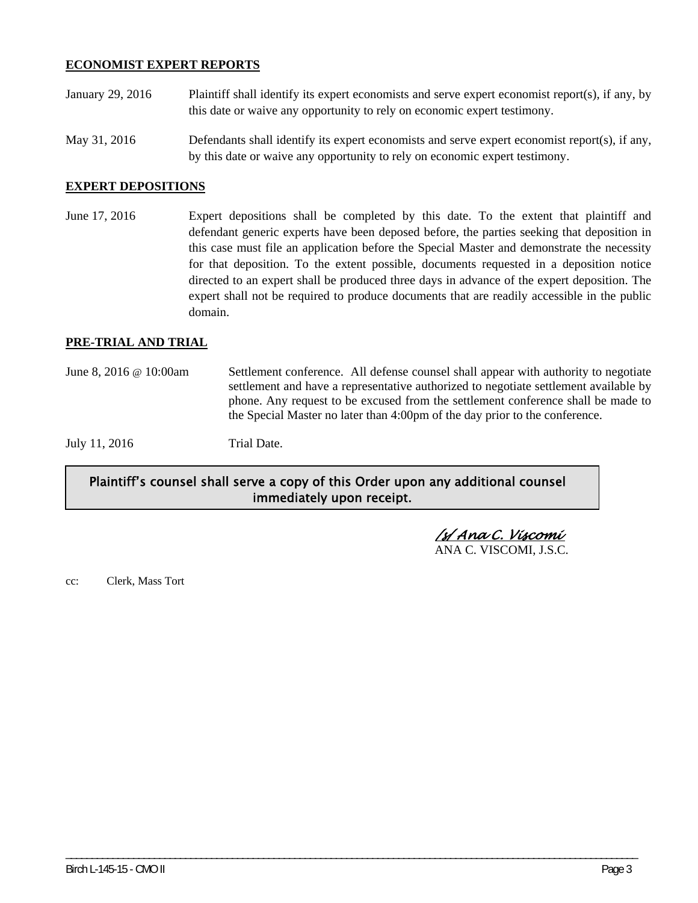**ECONOMIST EXPERT REPORTS**

| | |
|---|---|
| January 29, 2016 | Plaintiff shall identify its expert economists and serve expert economist report(s), if any, by this date or waive any opportunity to rely on economic expert testimony. |
| May 31, 2016 | Defendants shall identify its expert economists and serve expert economist report(s), if any, by this date or waive any opportunity to rely on economic expert testimony. |

**EXPERT DEPOSITIONS**

| | |
|---|---|
| June 17, 2016 | Expert depositions shall be completed by this date. To the extent that plaintiff and defendant generic experts have been deposed before, the parties seeking that deposition in this case must file an application before the Special Master and demonstrate the necessity for that deposition. To the extent possible, documents requested in a deposition notice directed to an expert shall be produced three days in advance of the expert deposition. The expert shall not be required to produce documents that are readily accessible in the public domain. |

**PRE-TRIAL AND TRIAL**

| | |
|---|---|
| June 8, 2016 @ 10:00am | Settlement conference. All defense counsel shall appear with authority to negotiate settlement and have a representative authorized to negotiate settlement available by phone. Any request to be excused from the settlement conference shall be made to the Special Master no later than 4:00pm of the day prior to the conference. |
| July 11, 2016 | Trial Date. |

**Plaintiff's counsel shall serve a copy of this Order upon any additional counsel immediately upon receipt.**

/s/ Ana C. Viscomi
ANA C. VISCOMI, J.S.C.

cc: Clerk, Mass Tort